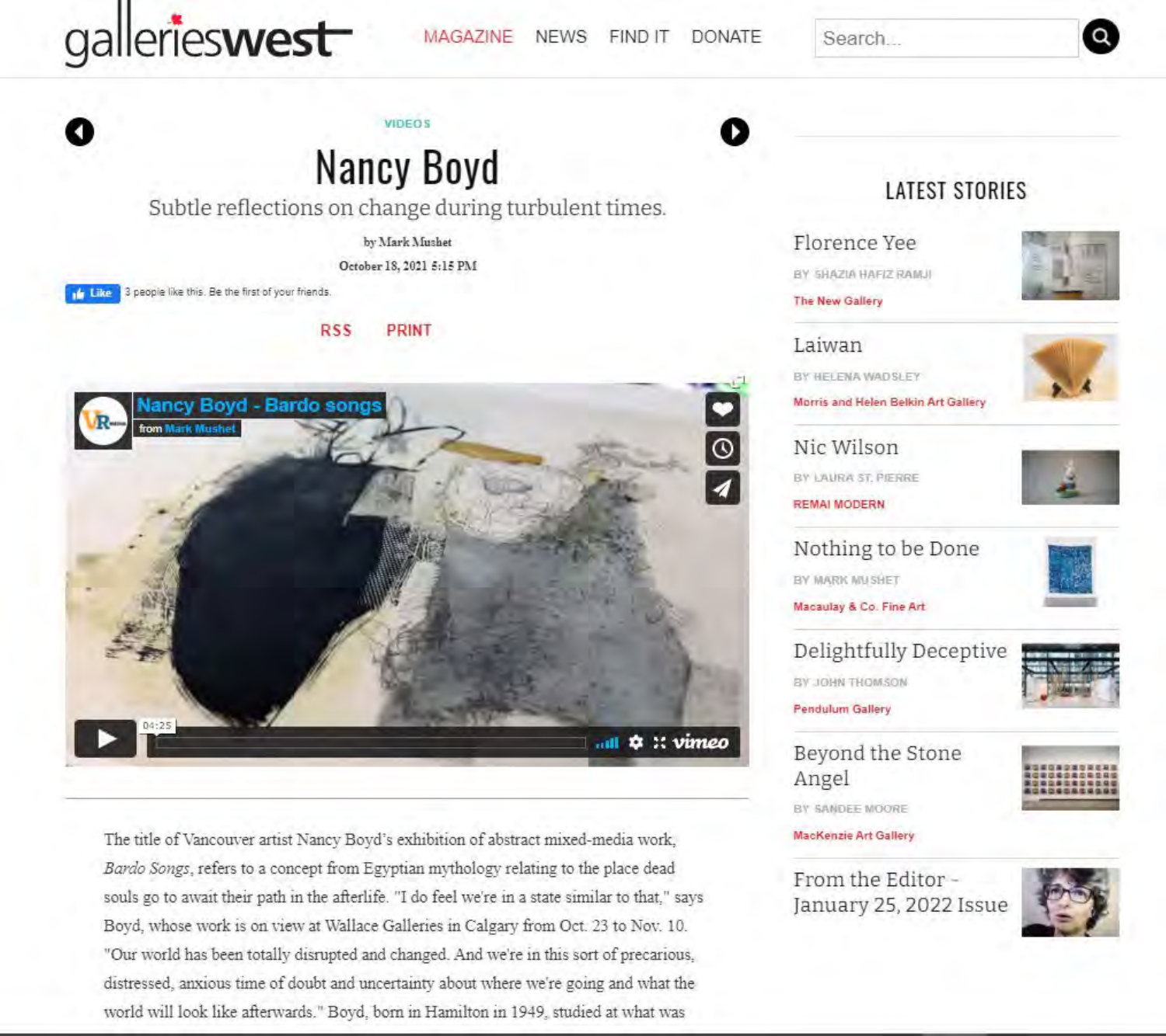galleries west

MAGAZINE NEWS FIND IT DONATE

VIDEOS

# Nancy Boyd

Subtle reflections on change during turbulent times.

by Mark Mushet

October 18, 2021 5:15 PM

Like 3 people like this. Be the first of your friends.

RSS PRINT

Nancy Boyd - Bardo songs
from Mark Mushet

04:25

The title of Vancouver artist Nancy Boyd's exhibition of abstract mixed-media work, *Bardo Songs*, refers to a concept from Egyptian mythology relating to the place dead souls go to await their path in the afterlife. "I do feel we're in a state similar to that," says Boyd, whose work is on view at Wallace Galleries in Calgary from Oct. 23 to Nov. 10. "Our world has been totally disrupted and changed. And we're in this sort of precarious, distressed, anxious time of doubt and uncertainty about where we're going and what the world will look like afterwards." Boyd, born in Hamilton in 1949, studied at what was

## LATEST STORIES

**Florence Yee**
BY SHAZIA HAFIZ RAMJI
The New Gallery

**Laiwan**
BY HELENA WADSLEY
Morris and Helen Belkin Art Gallery

**Nic Wilson**
BY LAURA ST. PIERRE
REMAI MODERN

**Nothing to be Done**
BY MARK MUSHET
Macaulay & Co. Fine Art

**Delightfully Deceptive**
BY JOHN THOMSON
Pendulum Gallery

**Beyond the Stone Angel**
BY SANDEE MOORE
MacKenzie Art Gallery

**From the Editor - January 25, 2022 Issue**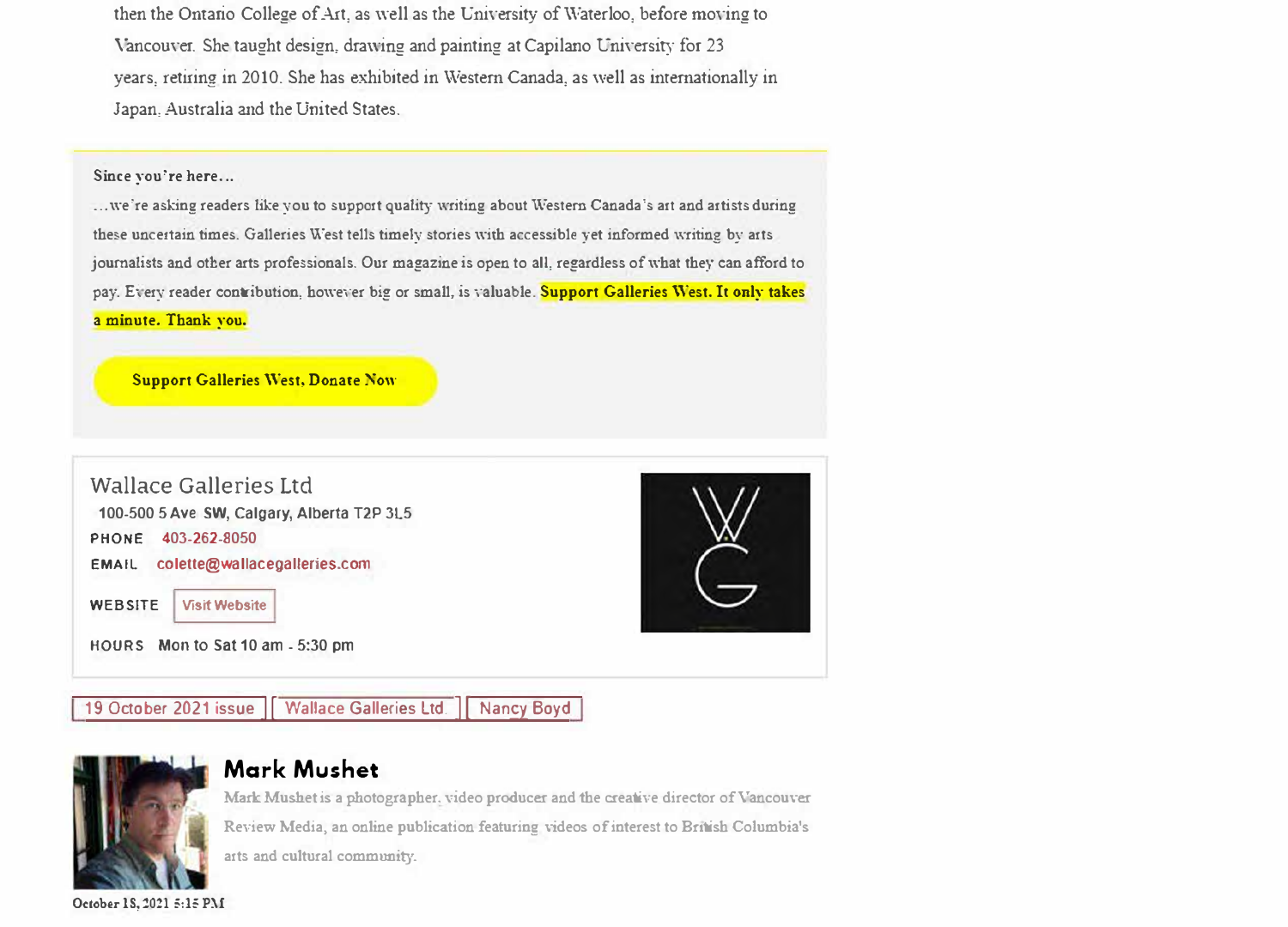then the Ontario College of Art, as well as the University of Waterloo, before moving to Vancouver. She taught design, drawing and painting at Capilano University for 23 years, retiring in 2010. She has exhibited in Western Canada, as well as internationally in Japan, Australia and the United States.

**Since you're here...**

...we're asking readers like you to support quality writing about Western Canada's art and artists during these uncertain times. Galleries West tells timely stories with accessible yet informed writing by arts journalists and other arts professionals. Our magazine is open to all, regardless of what they can afford to pay. Every reader contribution, however big or small, is valuable. **Support Galleries West. It only takes a minute. Thank you.**

**Support Galleries West, Donate Now**

## Wallace Galleries Ltd

100-500 5 Ave SW, Calgary, Alberta T2P 3L5

PHONE 403-262-8050

EMAIL colette@wallacegalleries.com

WEBSITE Visit Website

HOURS Mon to Sat 10 am - 5:30 pm

19 October 2021 issue | Wallace Galleries Ltd | Nancy Boyd

### Mark Mushet

Mark Mushet is a photographer, video producer and the creative director of Vancouver Review Media, an online publication featuring videos of interest to British Columbia's arts and cultural community.

October 18, 2021 5:15 PM